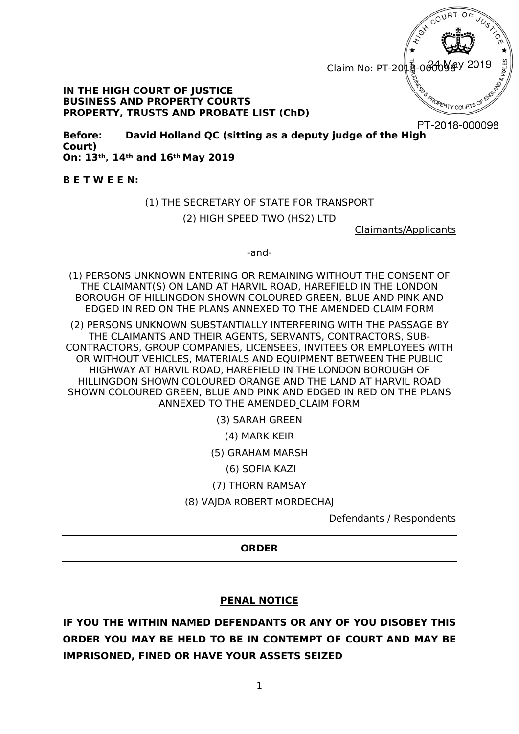Claim No: PT-2018-000098

24 May 2019

PT-2018-000098

**IN THE HIGH COURT OF JUSTICE**
**BUSINESS AND PROPERTY COURTS**
**PROPERTY, TRUSTS AND PROBATE LIST (ChD)**

**Before: David Holland QC (sitting as a deputy judge of the High Court)**
**On: 13th, 14th and 16th May 2019**

**B E T W E E N:**

(1) THE SECRETARY OF STATE FOR TRANSPORT

(2) HIGH SPEED TWO (HS2) LTD

Claimants/Applicants

-and-

(1) PERSONS UNKNOWN ENTERING OR REMAINING WITHOUT THE CONSENT OF THE CLAIMANT(S) ON LAND AT HARVIL ROAD, HAREFIELD IN THE LONDON BOROUGH OF HILLINGDON SHOWN COLOURED GREEN, BLUE AND PINK AND EDGED IN RED ON THE PLANS ANNEXED TO THE AMENDED CLAIM FORM

(2) PERSONS UNKNOWN SUBSTANTIALLY INTERFERING WITH THE PASSAGE BY THE CLAIMANTS AND THEIR AGENTS, SERVANTS, CONTRACTORS, SUB-CONTRACTORS, GROUP COMPANIES, LICENSEES, INVITEES OR EMPLOYEES WITH OR WITHOUT VEHICLES, MATERIALS AND EQUIPMENT BETWEEN THE PUBLIC HIGHWAY AT HARVIL ROAD, HAREFIELD IN THE LONDON BOROUGH OF HILLINGDON SHOWN COLOURED ORANGE AND THE LAND AT HARVIL ROAD SHOWN COLOURED GREEN, BLUE AND PINK AND EDGED IN RED ON THE PLANS ANNEXED TO THE AMENDED CLAIM FORM

(3) SARAH GREEN

(4) MARK KEIR

(5) GRAHAM MARSH

(6) SOFIA KAZI

(7) THORN RAMSAY

(8) VAJDA ROBERT MORDECHAJ

Defendants / Respondents

---

**ORDER**

---

**PENAL NOTICE**

**IF YOU THE WITHIN NAMED DEFENDANTS OR ANY OF YOU DISOBEY THIS ORDER YOU MAY BE HELD TO BE IN CONTEMPT OF COURT AND MAY BE IMPRISONED, FINED OR HAVE YOUR ASSETS SEIZED**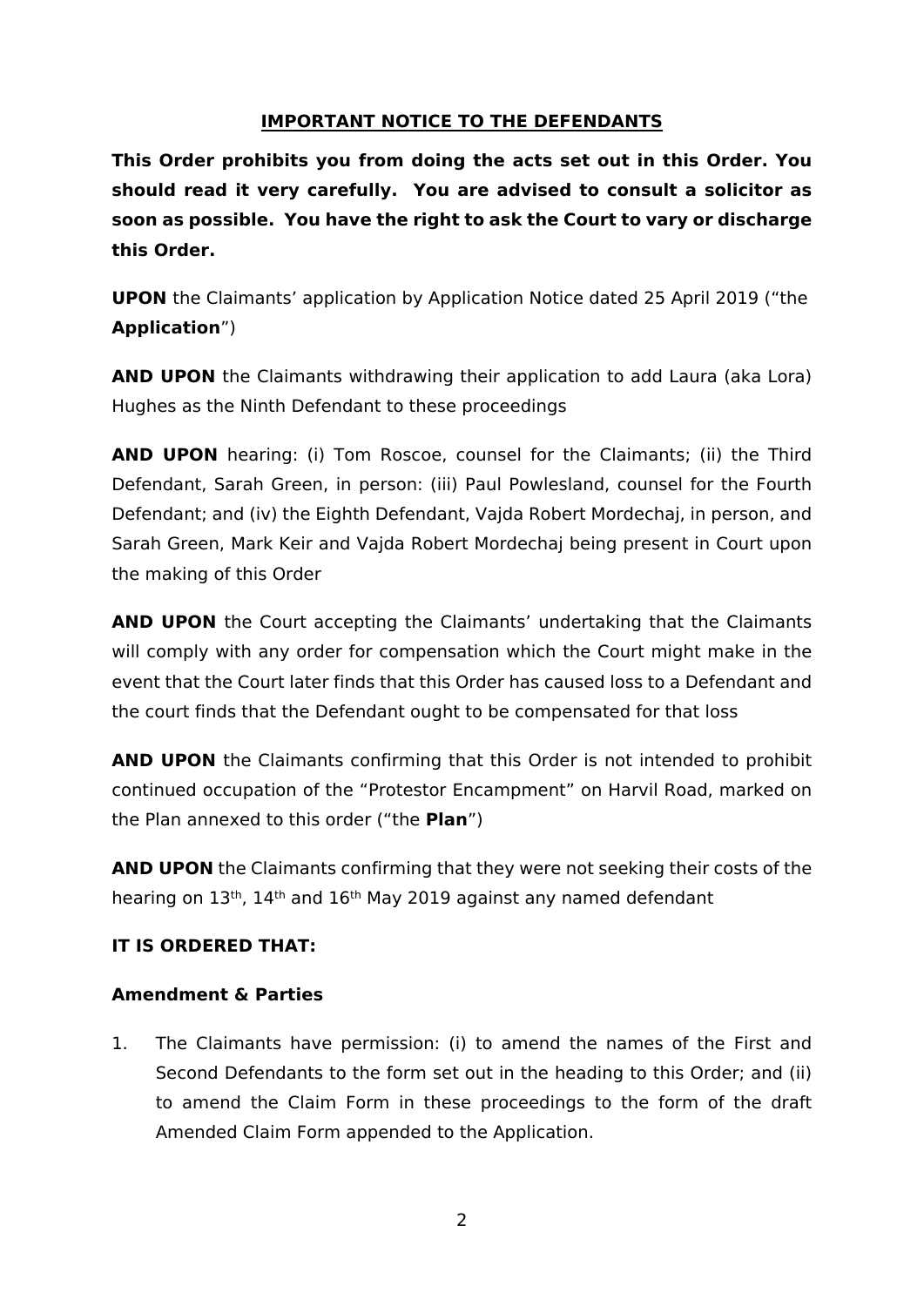**IMPORTANT NOTICE TO THE DEFENDANTS**

**This Order prohibits you from doing the acts set out in this Order. You should read it very carefully. You are advised to consult a solicitor as soon as possible. You have the right to ask the Court to vary or discharge this Order.**

**UPON** the Claimants' application by Application Notice dated 25 April 2019 ("the **Application**")

**AND UPON** the Claimants withdrawing their application to add Laura (aka Lora) Hughes as the Ninth Defendant to these proceedings

**AND UPON** hearing: (i) Tom Roscoe, counsel for the Claimants; (ii) the Third Defendant, Sarah Green, in person: (iii) Paul Powlesland, counsel for the Fourth Defendant; and (iv) the Eighth Defendant, Vajda Robert Mordechaj, in person, and Sarah Green, Mark Keir and Vajda Robert Mordechaj being present in Court upon the making of this Order

**AND UPON** the Court accepting the Claimants' undertaking that the Claimants will comply with any order for compensation which the Court might make in the event that the Court later finds that this Order has caused loss to a Defendant and the court finds that the Defendant ought to be compensated for that loss

**AND UPON** the Claimants confirming that this Order is not intended to prohibit continued occupation of the "Protestor Encampment" on Harvil Road, marked on the Plan annexed to this order ("the **Plan**")

**AND UPON** the Claimants confirming that they were not seeking their costs of the hearing on 13th, 14th and 16th May 2019 against any named defendant

**IT IS ORDERED THAT:**

**Amendment & Parties**

1. The Claimants have permission: (i) to amend the names of the First and Second Defendants to the form set out in the heading to this Order; and (ii) to amend the Claim Form in these proceedings to the form of the draft Amended Claim Form appended to the Application.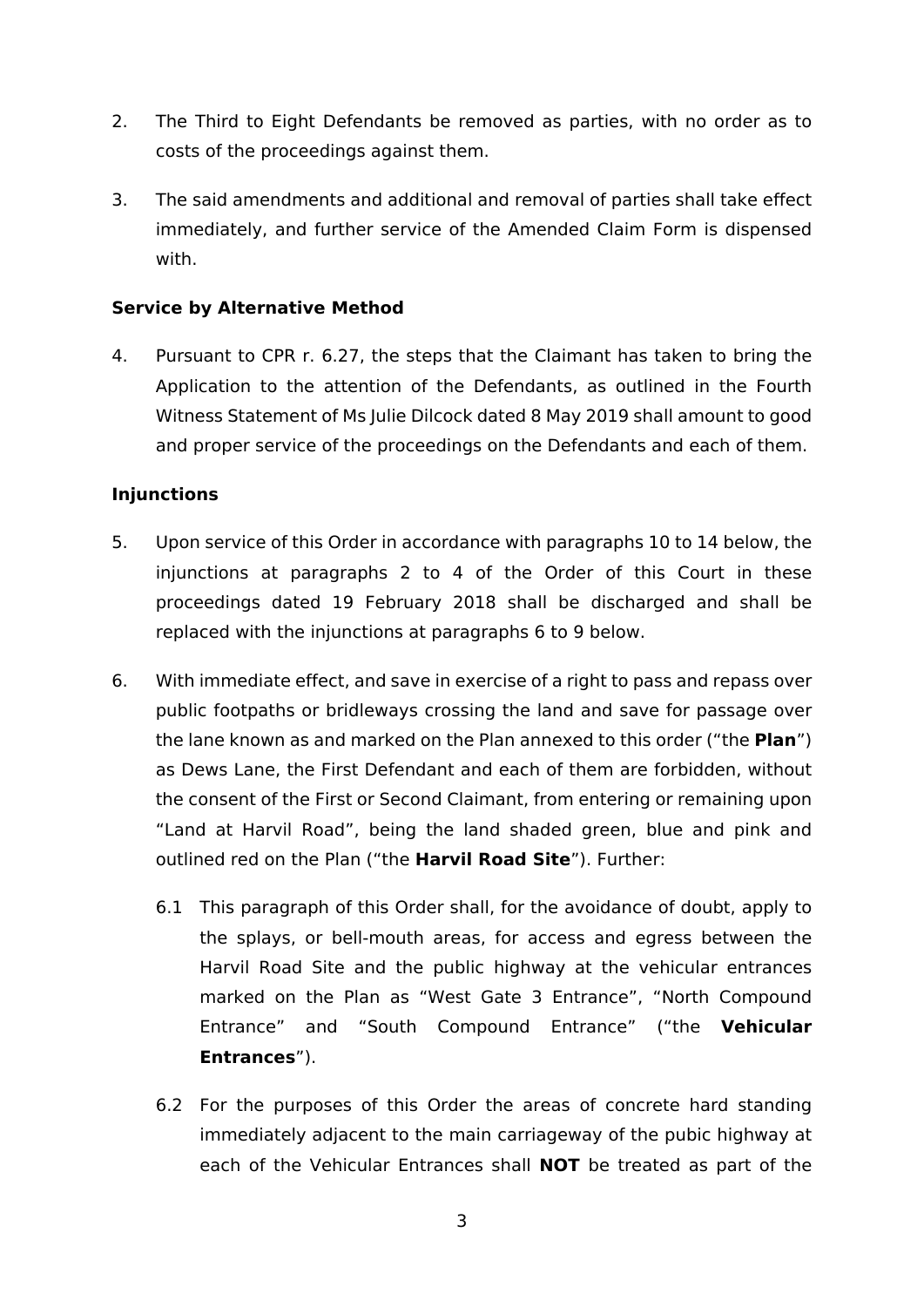2. The Third to Eight Defendants be removed as parties, with no order as to costs of the proceedings against them.

3. The said amendments and additional and removal of parties shall take effect immediately, and further service of the Amended Claim Form is dispensed with.

**Service by Alternative Method**

4. Pursuant to CPR r. 6.27, the steps that the Claimant has taken to bring the Application to the attention of the Defendants, as outlined in the Fourth Witness Statement of Ms Julie Dilcock dated 8 May 2019 shall amount to good and proper service of the proceedings on the Defendants and each of them.

**Injunctions**

5. Upon service of this Order in accordance with paragraphs 10 to 14 below, the injunctions at paragraphs 2 to 4 of the Order of this Court in these proceedings dated 19 February 2018 shall be discharged and shall be replaced with the injunctions at paragraphs 6 to 9 below.

6. With immediate effect, and save in exercise of a right to pass and repass over public footpaths or bridleways crossing the land and save for passage over the lane known as and marked on the Plan annexed to this order ("the **Plan**") as Dews Lane, the First Defendant and each of them are forbidden, without the consent of the First or Second Claimant, from entering or remaining upon "Land at Harvil Road", being the land shaded green, blue and pink and outlined red on the Plan ("the **Harvil Road Site**"). Further:

   6.1 This paragraph of this Order shall, for the avoidance of doubt, apply to the splays, or bell-mouth areas, for access and egress between the Harvil Road Site and the public highway at the vehicular entrances marked on the Plan as "West Gate 3 Entrance", "North Compound Entrance" and "South Compound Entrance" ("the **Vehicular Entrances**").

   6.2 For the purposes of this Order the areas of concrete hard standing immediately adjacent to the main carriageway of the pubic highway at each of the Vehicular Entrances shall **NOT** be treated as part of the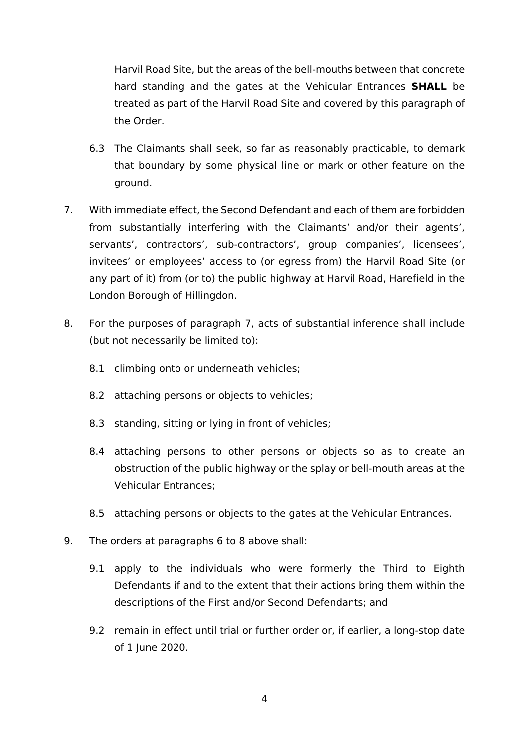Harvil Road Site, but the areas of the bell-mouths between that concrete hard standing and the gates at the Vehicular Entrances **SHALL** be treated as part of the Harvil Road Site and covered by this paragraph of the Order.

6.3 The Claimants shall seek, so far as reasonably practicable, to demark that boundary by some physical line or mark or other feature on the ground.

7. With immediate effect, the Second Defendant and each of them are forbidden from substantially interfering with the Claimants' and/or their agents', servants', contractors', sub-contractors', group companies', licensees', invitees' or employees' access to (or egress from) the Harvil Road Site (or any part of it) from (or to) the public highway at Harvil Road, Harefield in the London Borough of Hillingdon.

8. For the purposes of paragraph 7, acts of substantial inference shall include (but not necessarily be limited to):

   8.1 climbing onto or underneath vehicles;

   8.2 attaching persons or objects to vehicles;

   8.3 standing, sitting or lying in front of vehicles;

   8.4 attaching persons to other persons or objects so as to create an obstruction of the public highway or the splay or bell-mouth areas at the Vehicular Entrances;

   8.5 attaching persons or objects to the gates at the Vehicular Entrances.

9. The orders at paragraphs 6 to 8 above shall:

   9.1 apply to the individuals who were formerly the Third to Eighth Defendants if and to the extent that their actions bring them within the descriptions of the First and/or Second Defendants; and

   9.2 remain in effect until trial or further order or, if earlier, a long-stop date of 1 June 2020.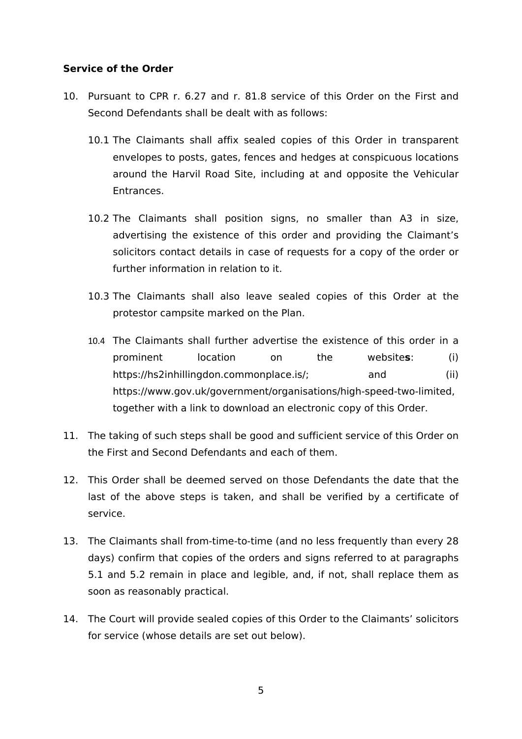**Service of the Order**

10. Pursuant to CPR r. 6.27 and r. 81.8 service of this Order on the First and Second Defendants shall be dealt with as follows:

    10.1 The Claimants shall affix sealed copies of this Order in transparent envelopes to posts, gates, fences and hedges at conspicuous locations around the Harvil Road Site, including at and opposite the Vehicular Entrances.

    10.2 The Claimants shall position signs, no smaller than A3 in size, advertising the existence of this order and providing the Claimant's solicitors contact details in case of requests for a copy of the order or further information in relation to it.

    10.3 The Claimants shall also leave sealed copies of this Order at the protestor campsite marked on the Plan.

    10.4 The Claimants shall further advertise the existence of this order in a prominent location on the website**s**: (i) https://hs2inhillingdon.commonplace.is/; and (ii) https://www.gov.uk/government/organisations/high-speed-two-limited, together with a link to download an electronic copy of this Order.

11. The taking of such steps shall be good and sufficient service of this Order on the First and Second Defendants and each of them.

12. This Order shall be deemed served on those Defendants the date that the last of the above steps is taken, and shall be verified by a certificate of service.

13. The Claimants shall from-time-to-time (and no less frequently than every 28 days) confirm that copies of the orders and signs referred to at paragraphs 5.1 and 5.2 remain in place and legible, and, if not, shall replace them as soon as reasonably practical.

14. The Court will provide sealed copies of this Order to the Claimants' solicitors for service (whose details are set out below).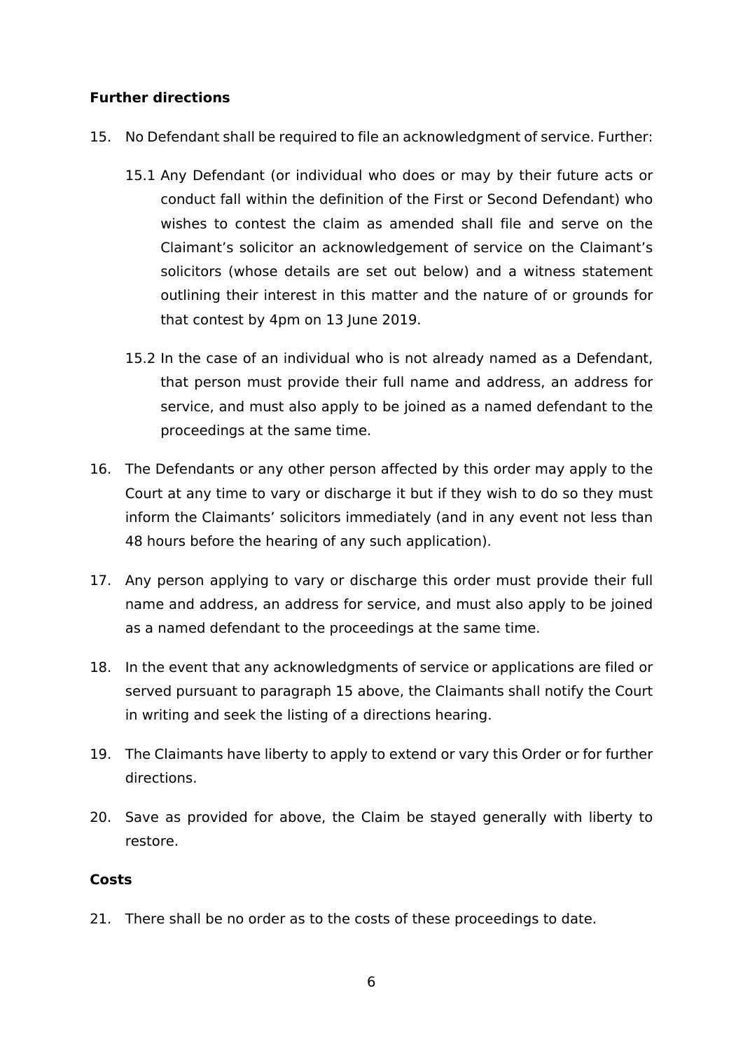**Further directions**

15. No Defendant shall be required to file an acknowledgment of service. Further:

    15.1 Any Defendant (or individual who does or may by their future acts or conduct fall within the definition of the First or Second Defendant) who wishes to contest the claim as amended shall file and serve on the Claimant's solicitor an acknowledgement of service on the Claimant's solicitors (whose details are set out below) and a witness statement outlining their interest in this matter and the nature of or grounds for that contest by 4pm on 13 June 2019.

    15.2 In the case of an individual who is not already named as a Defendant, that person must provide their full name and address, an address for service, and must also apply to be joined as a named defendant to the proceedings at the same time.

16. The Defendants or any other person affected by this order may apply to the Court at any time to vary or discharge it but if they wish to do so they must inform the Claimants' solicitors immediately (and in any event not less than 48 hours before the hearing of any such application).

17. Any person applying to vary or discharge this order must provide their full name and address, an address for service, and must also apply to be joined as a named defendant to the proceedings at the same time.

18. In the event that any acknowledgments of service or applications are filed or served pursuant to paragraph 15 above, the Claimants shall notify the Court in writing and seek the listing of a directions hearing.

19. The Claimants have liberty to apply to extend or vary this Order or for further directions.

20. Save as provided for above, the Claim be stayed generally with liberty to restore.

**Costs**

21. There shall be no order as to the costs of these proceedings to date.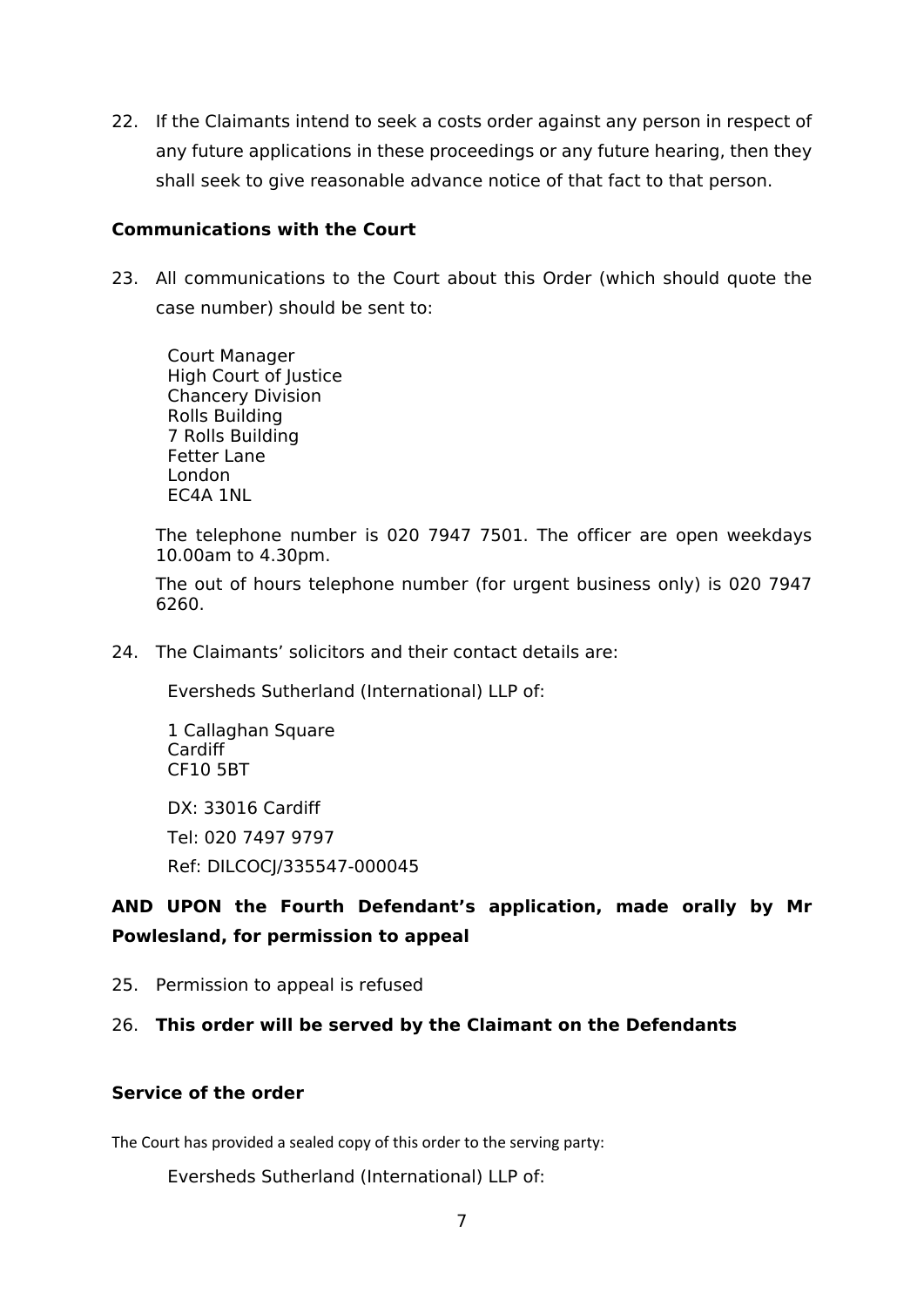22. If the Claimants intend to seek a costs order against any person in respect of any future applications in these proceedings or any future hearing, then they shall seek to give reasonable advance notice of that fact to that person.

**Communications with the Court**

23. All communications to the Court about this Order (which should quote the case number) should be sent to:

    Court Manager
    High Court of Justice
    Chancery Division
    Rolls Building
    7 Rolls Building
    Fetter Lane
    London
    EC4A 1NL

    The telephone number is 020 7947 7501. The officer are open weekdays 10.00am to 4.30pm.

    The out of hours telephone number (for urgent business only) is 020 7947 6260.

24. The Claimants' solicitors and their contact details are:

    Eversheds Sutherland (International) LLP of:

    1 Callaghan Square
    Cardiff
    CF10 5BT

    DX: 33016 Cardiff

    Tel: 020 7497 9797

    Ref: DILCOCJ/335547-000045

**AND UPON the Fourth Defendant's application, made orally by Mr Powlesland, for permission to appeal**

25. Permission to appeal is refused

26. **This order will be served by the Claimant on the Defendants**

**Service of the order**

The Court has provided a sealed copy of this order to the serving party:

Eversheds Sutherland (International) LLP of: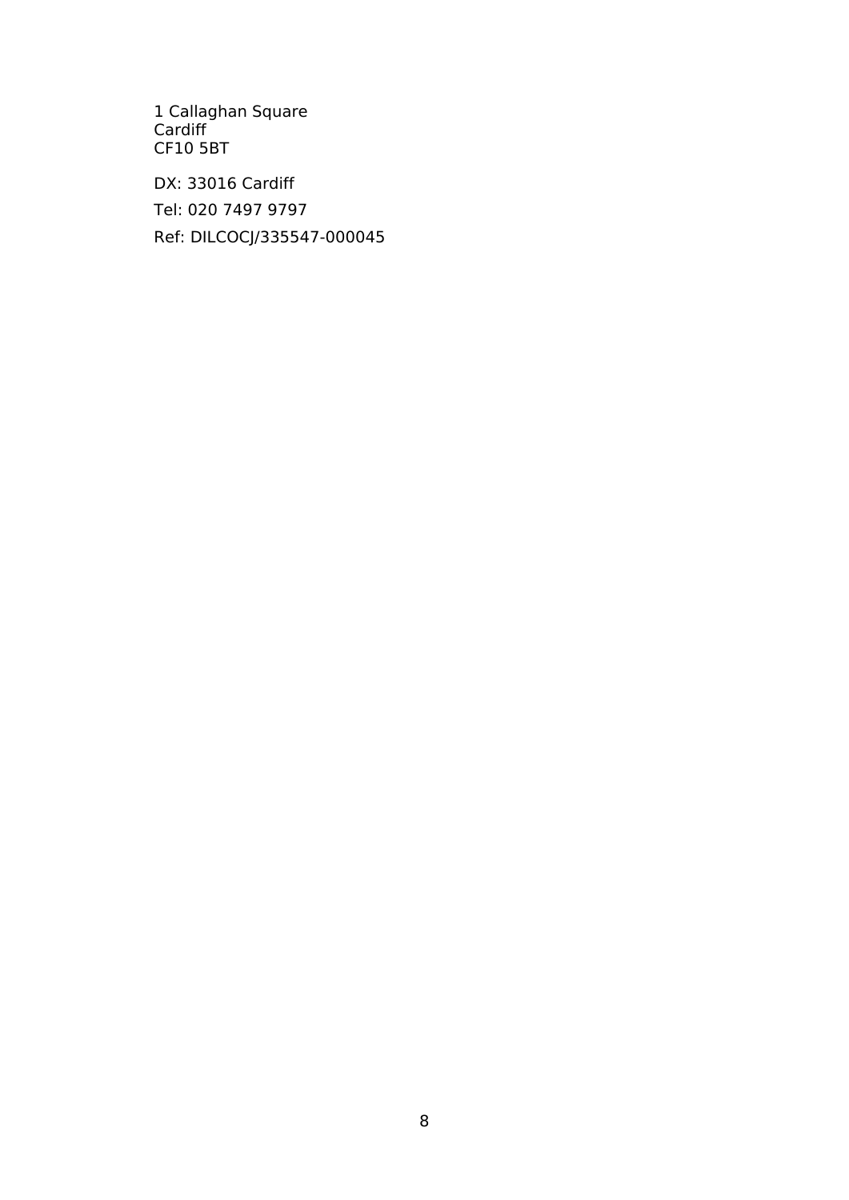1 Callaghan Square
Cardiff
CF10 5BT

DX: 33016 Cardiff

Tel: 020 7497 9797

Ref: DILCOCJ/335547-000045